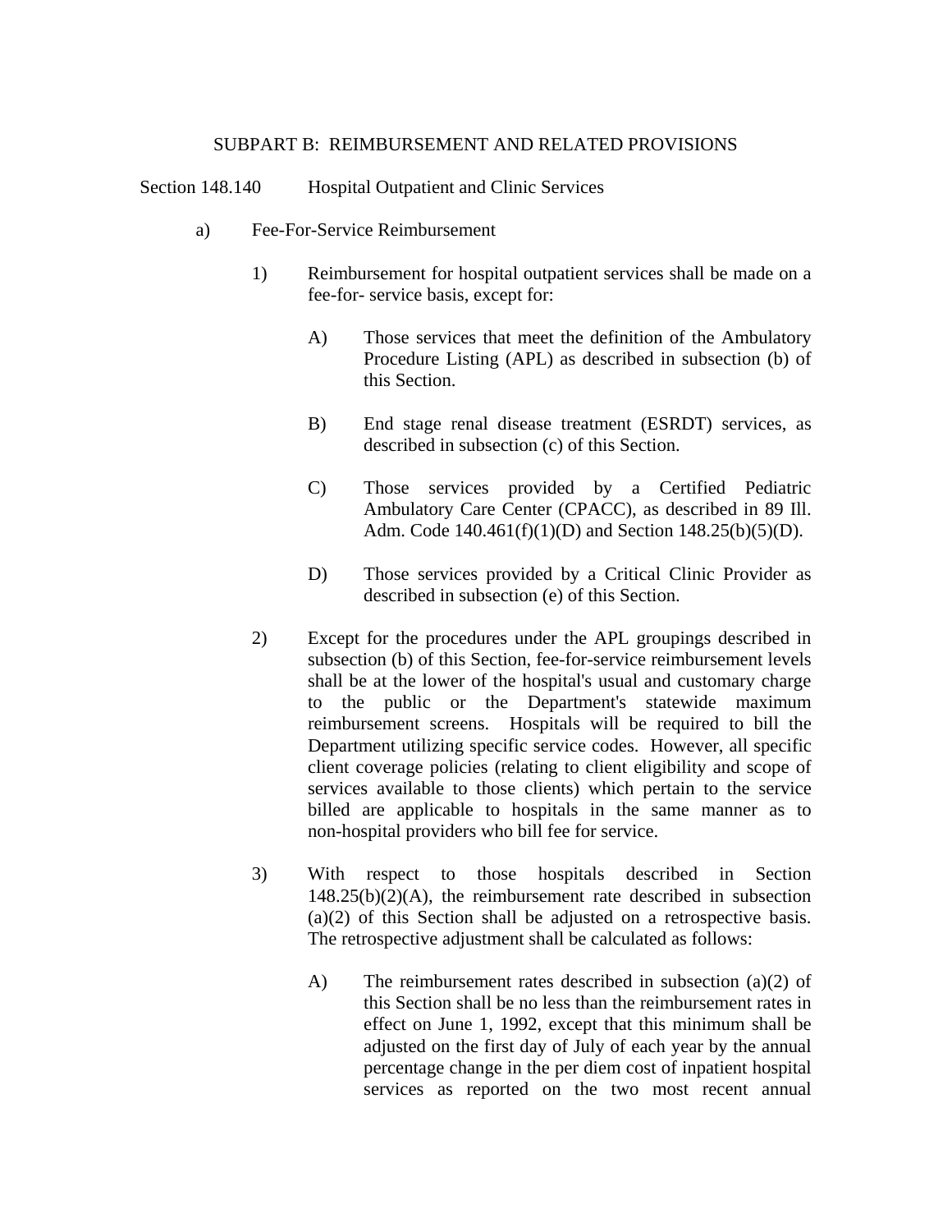## SUBPART B: REIMBURSEMENT AND RELATED PROVISIONS

### Section 148.140 Hospital Outpatient and Clinic Services

a) Fee-For-Service Reimbursement

1) Reimbursement for hospital outpatient services shall be made on a fee-for- service basis, except for:

A) Those services that meet the definition of the Ambulatory Procedure Listing (APL) as described in subsection (b) of this Section.

B) End stage renal disease treatment (ESRDT) services, as described in subsection (c) of this Section.

C) Those services provided by a Certified Pediatric Ambulatory Care Center (CPACC), as described in 89 Ill. Adm. Code 140.461(f)(1)(D) and Section 148.25(b)(5)(D).

D) Those services provided by a Critical Clinic Provider as described in subsection (e) of this Section.

2) Except for the procedures under the APL groupings described in subsection (b) of this Section, fee-for-service reimbursement levels shall be at the lower of the hospital's usual and customary charge to the public or the Department's statewide maximum reimbursement screens. Hospitals will be required to bill the Department utilizing specific service codes. However, all specific client coverage policies (relating to client eligibility and scope of services available to those clients) which pertain to the service billed are applicable to hospitals in the same manner as to non-hospital providers who bill fee for service.

3) With respect to those hospitals described in Section 148.25(b)(2)(A), the reimbursement rate described in subsection (a)(2) of this Section shall be adjusted on a retrospective basis. The retrospective adjustment shall be calculated as follows:

A) The reimbursement rates described in subsection (a)(2) of this Section shall be no less than the reimbursement rates in effect on June 1, 1992, except that this minimum shall be adjusted on the first day of July of each year by the annual percentage change in the per diem cost of inpatient hospital services as reported on the two most recent annual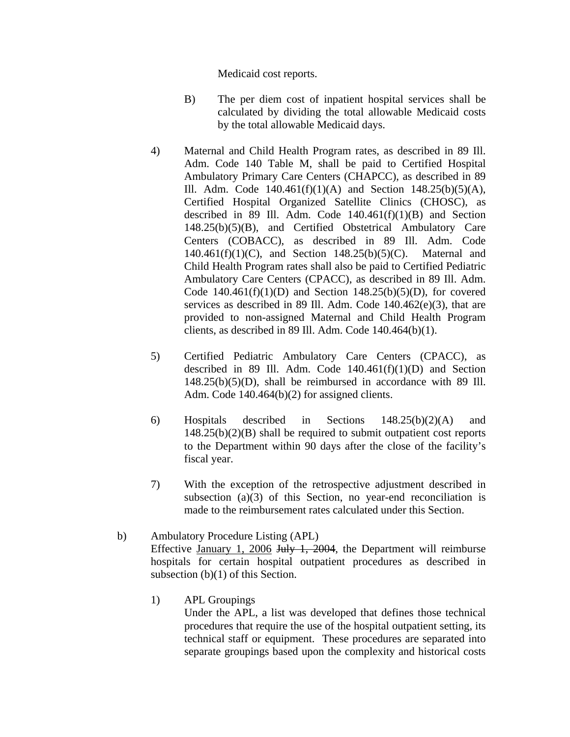Medicaid cost reports.

B) The per diem cost of inpatient hospital services shall be calculated by dividing the total allowable Medicaid costs by the total allowable Medicaid days.

4) Maternal and Child Health Program rates, as described in 89 Ill. Adm. Code 140 Table M, shall be paid to Certified Hospital Ambulatory Primary Care Centers (CHAPCC), as described in 89 Ill. Adm. Code 140.461(f)(1)(A) and Section 148.25(b)(5)(A), Certified Hospital Organized Satellite Clinics (CHOSC), as described in 89 Ill. Adm. Code 140.461(f)(1)(B) and Section 148.25(b)(5)(B), and Certified Obstetrical Ambulatory Care Centers (COBACC), as described in 89 Ill. Adm. Code 140.461(f)(1)(C), and Section 148.25(b)(5)(C). Maternal and Child Health Program rates shall also be paid to Certified Pediatric Ambulatory Care Centers (CPACC), as described in 89 Ill. Adm. Code 140.461(f)(1)(D) and Section 148.25(b)(5)(D), for covered services as described in 89 Ill. Adm. Code 140.462(e)(3), that are provided to non-assigned Maternal and Child Health Program clients, as described in 89 Ill. Adm. Code 140.464(b)(1).

5) Certified Pediatric Ambulatory Care Centers (CPACC), as described in 89 Ill. Adm. Code 140.461(f)(1)(D) and Section 148.25(b)(5)(D), shall be reimbursed in accordance with 89 Ill. Adm. Code 140.464(b)(2) for assigned clients.

6) Hospitals described in Sections 148.25(b)(2)(A) and 148.25(b)(2)(B) shall be required to submit outpatient cost reports to the Department within 90 days after the close of the facility's fiscal year.

7) With the exception of the retrospective adjustment described in subsection (a)(3) of this Section, no year-end reconciliation is made to the reimbursement rates calculated under this Section.

b) Ambulatory Procedure Listing (APL)
Effective January 1, 2006 ~~July 1, 2004~~, the Department will reimburse hospitals for certain hospital outpatient procedures as described in subsection (b)(1) of this Section.

1) APL Groupings
Under the APL, a list was developed that defines those technical procedures that require the use of the hospital outpatient setting, its technical staff or equipment. These procedures are separated into separate groupings based upon the complexity and historical costs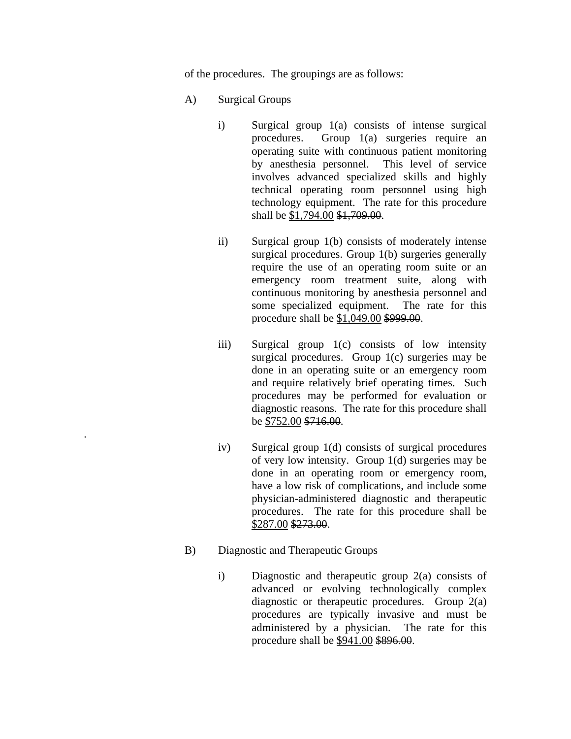of the procedures. The groupings are as follows:

A) Surgical Groups

   i) Surgical group 1(a) consists of intense surgical procedures. Group 1(a) surgeries require an operating suite with continuous patient monitoring by anesthesia personnel. This level of service involves advanced specialized skills and highly technical operating room personnel using high technology equipment. The rate for this procedure shall be <u>$1,794.00</u> ~~$1,709.00~~.

   ii) Surgical group 1(b) consists of moderately intense surgical procedures. Group 1(b) surgeries generally require the use of an operating room suite or an emergency room treatment suite, along with continuous monitoring by anesthesia personnel and some specialized equipment. The rate for this procedure shall be <u>$1,049.00</u> ~~$999.00~~.

   iii) Surgical group 1(c) consists of low intensity surgical procedures. Group 1(c) surgeries may be done in an operating suite or an emergency room and require relatively brief operating times. Such procedures may be performed for evaluation or diagnostic reasons. The rate for this procedure shall be <u>$752.00</u> ~~$716.00~~.

   iv) Surgical group 1(d) consists of surgical procedures of very low intensity. Group 1(d) surgeries may be done in an operating room or emergency room, have a low risk of complications, and include some physician-administered diagnostic and therapeutic procedures. The rate for this procedure shall be <u>$287.00</u> ~~$273.00~~.

B) Diagnostic and Therapeutic Groups

   i) Diagnostic and therapeutic group 2(a) consists of advanced or evolving technologically complex diagnostic or therapeutic procedures. Group 2(a) procedures are typically invasive and must be administered by a physician. The rate for this procedure shall be <u>$941.00</u> ~~$896.00~~.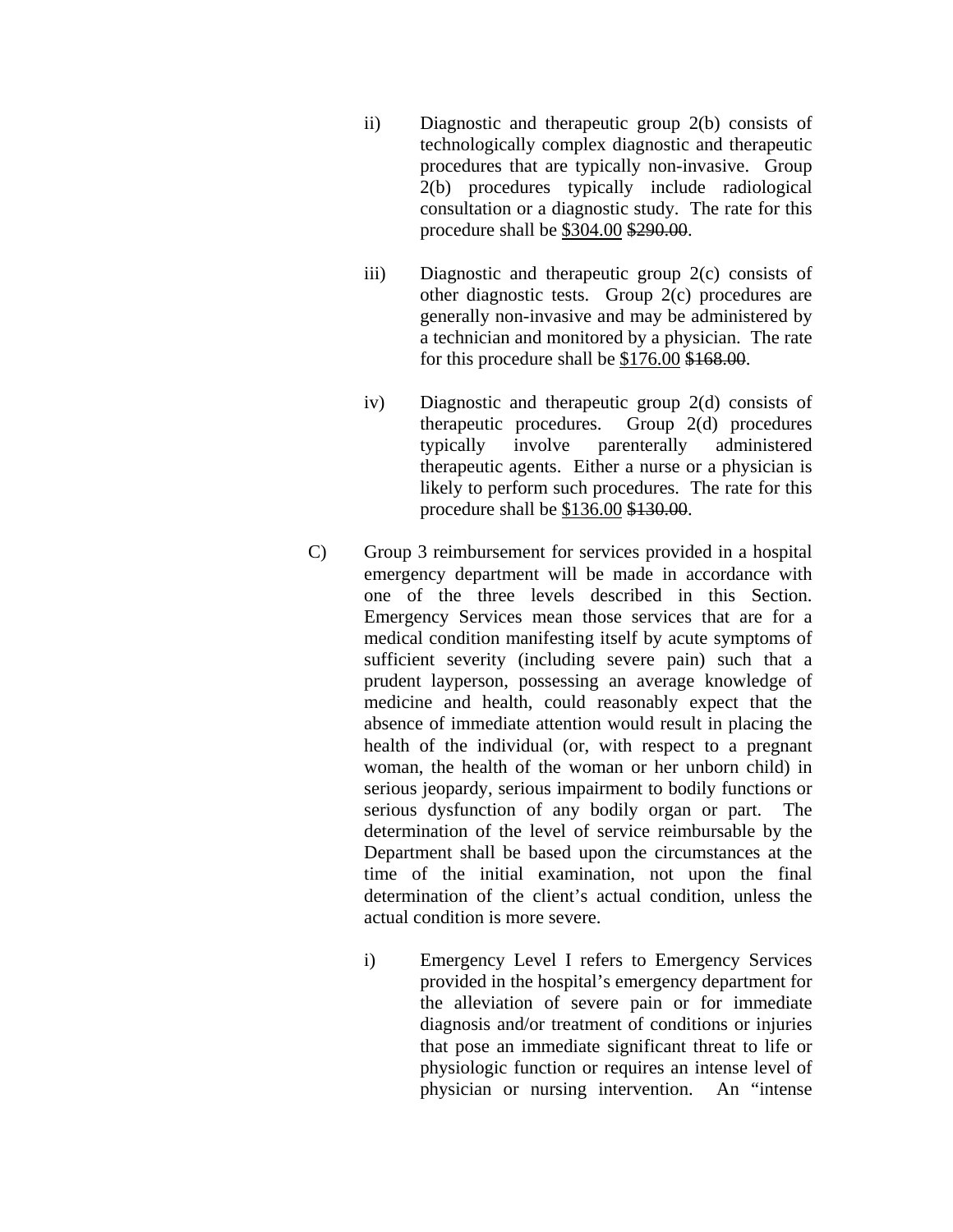ii) Diagnostic and therapeutic group 2(b) consists of technologically complex diagnostic and therapeutic procedures that are typically non-invasive. Group 2(b) procedures typically include radiological consultation or a diagnostic study. The rate for this procedure shall be <u>$304.00</u> ~~$290.00~~.

iii) Diagnostic and therapeutic group 2(c) consists of other diagnostic tests. Group 2(c) procedures are generally non-invasive and may be administered by a technician and monitored by a physician. The rate for this procedure shall be <u>$176.00</u> ~~$168.00~~.

iv) Diagnostic and therapeutic group 2(d) consists of therapeutic procedures. Group 2(d) procedures typically involve parenterally administered therapeutic agents. Either a nurse or a physician is likely to perform such procedures. The rate for this procedure shall be <u>$136.00</u> ~~$130.00~~.

C) Group 3 reimbursement for services provided in a hospital emergency department will be made in accordance with one of the three levels described in this Section. Emergency Services mean those services that are for a medical condition manifesting itself by acute symptoms of sufficient severity (including severe pain) such that a prudent layperson, possessing an average knowledge of medicine and health, could reasonably expect that the absence of immediate attention would result in placing the health of the individual (or, with respect to a pregnant woman, the health of the woman or her unborn child) in serious jeopardy, serious impairment to bodily functions or serious dysfunction of any bodily organ or part. The determination of the level of service reimbursable by the Department shall be based upon the circumstances at the time of the initial examination, not upon the final determination of the client's actual condition, unless the actual condition is more severe.

i) Emergency Level I refers to Emergency Services provided in the hospital's emergency department for the alleviation of severe pain or for immediate diagnosis and/or treatment of conditions or injuries that pose an immediate significant threat to life or physiologic function or requires an intense level of physician or nursing intervention. An "intense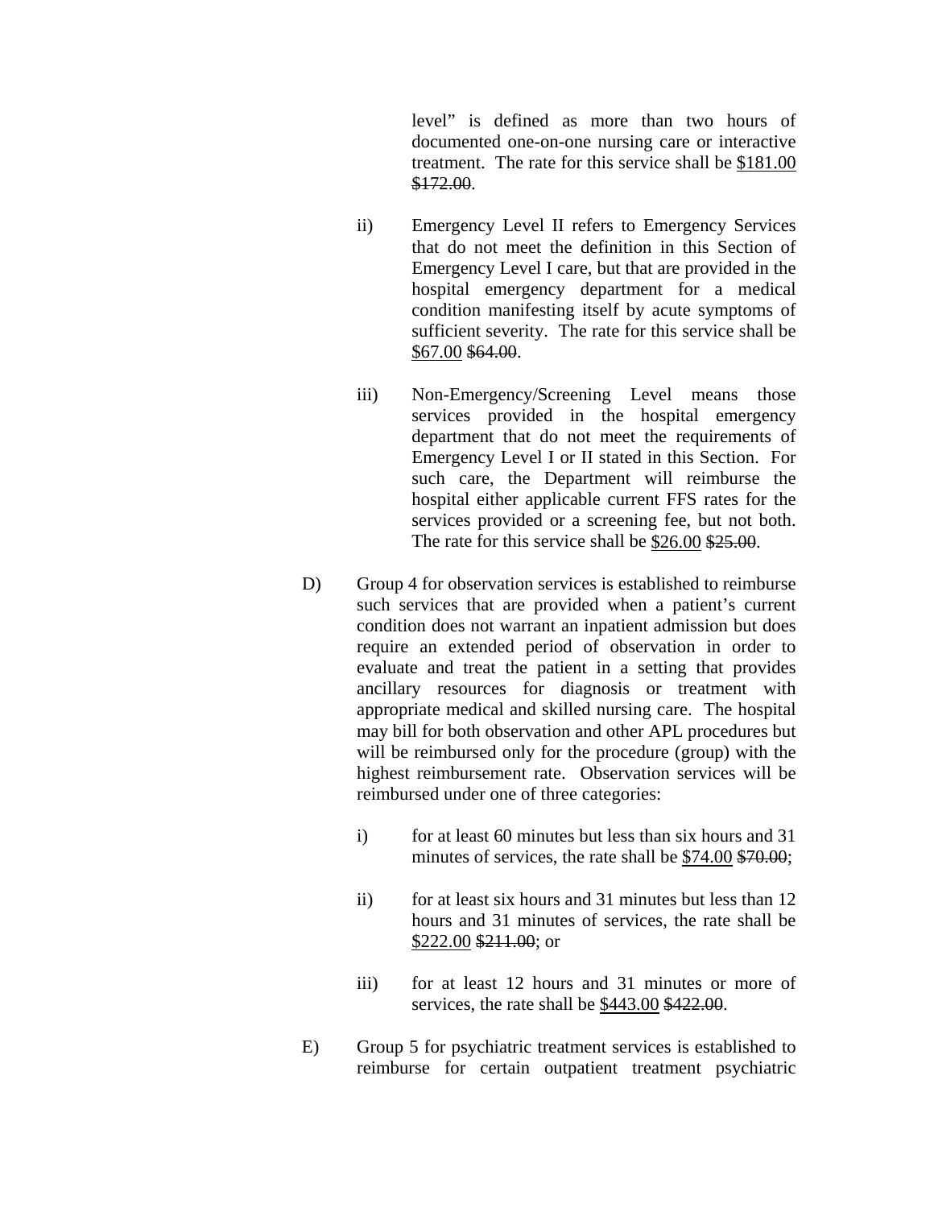level" is defined as more than two hours of documented one-on-one nursing care or interactive treatment. The rate for this service shall be <u>$181.00</u> ~~$172.00~~.

ii) Emergency Level II refers to Emergency Services that do not meet the definition in this Section of Emergency Level I care, but that are provided in the hospital emergency department for a medical condition manifesting itself by acute symptoms of sufficient severity. The rate for this service shall be <u>$67.00</u> ~~$64.00~~.

iii) Non-Emergency/Screening Level means those services provided in the hospital emergency department that do not meet the requirements of Emergency Level I or II stated in this Section. For such care, the Department will reimburse the hospital either applicable current FFS rates for the services provided or a screening fee, but not both. The rate for this service shall be <u>$26.00</u> ~~$25.00~~.

D) Group 4 for observation services is established to reimburse such services that are provided when a patient's current condition does not warrant an inpatient admission but does require an extended period of observation in order to evaluate and treat the patient in a setting that provides ancillary resources for diagnosis or treatment with appropriate medical and skilled nursing care. The hospital may bill for both observation and other APL procedures but will be reimbursed only for the procedure (group) with the highest reimbursement rate. Observation services will be reimbursed under one of three categories:

i) for at least 60 minutes but less than six hours and 31 minutes of services, the rate shall be <u>$74.00</u> ~~$70.00~~;

ii) for at least six hours and 31 minutes but less than 12 hours and 31 minutes of services, the rate shall be <u>$222.00</u> ~~$211.00~~; or

iii) for at least 12 hours and 31 minutes or more of services, the rate shall be <u>$443.00</u> ~~$422.00~~.

E) Group 5 for psychiatric treatment services is established to reimburse for certain outpatient treatment psychiatric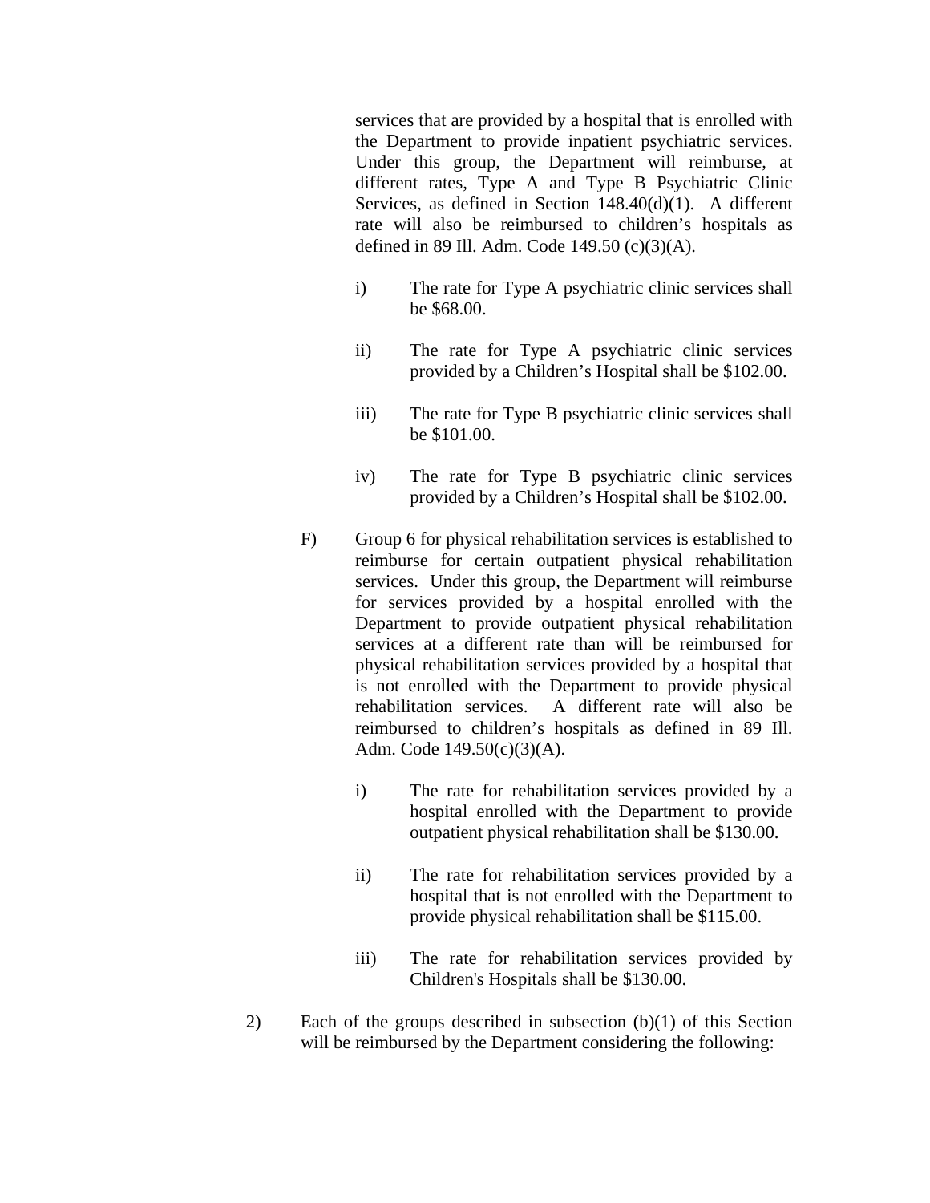services that are provided by a hospital that is enrolled with the Department to provide inpatient psychiatric services. Under this group, the Department will reimburse, at different rates, Type A and Type B Psychiatric Clinic Services, as defined in Section 148.40(d)(1). A different rate will also be reimbursed to children's hospitals as defined in 89 Ill. Adm. Code 149.50 (c)(3)(A).

i) The rate for Type A psychiatric clinic services shall be $68.00.

ii) The rate for Type A psychiatric clinic services provided by a Children's Hospital shall be $102.00.

iii) The rate for Type B psychiatric clinic services shall be $101.00.

iv) The rate for Type B psychiatric clinic services provided by a Children's Hospital shall be $102.00.

F) Group 6 for physical rehabilitation services is established to reimburse for certain outpatient physical rehabilitation services. Under this group, the Department will reimburse for services provided by a hospital enrolled with the Department to provide outpatient physical rehabilitation services at a different rate than will be reimbursed for physical rehabilitation services provided by a hospital that is not enrolled with the Department to provide physical rehabilitation services. A different rate will also be reimbursed to children's hospitals as defined in 89 Ill. Adm. Code 149.50(c)(3)(A).

i) The rate for rehabilitation services provided by a hospital enrolled with the Department to provide outpatient physical rehabilitation shall be $130.00.

ii) The rate for rehabilitation services provided by a hospital that is not enrolled with the Department to provide physical rehabilitation shall be $115.00.

iii) The rate for rehabilitation services provided by Children's Hospitals shall be $130.00.

2) Each of the groups described in subsection (b)(1) of this Section will be reimbursed by the Department considering the following: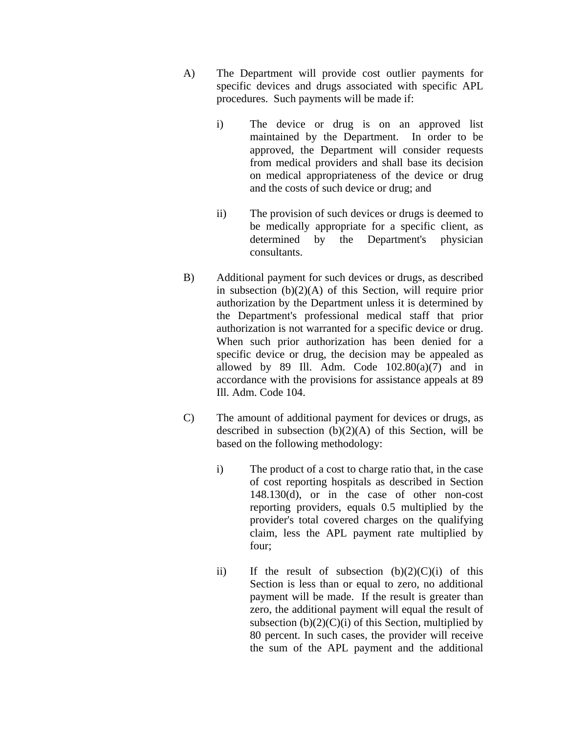A) The Department will provide cost outlier payments for specific devices and drugs associated with specific APL procedures. Such payments will be made if:

   i) The device or drug is on an approved list maintained by the Department. In order to be approved, the Department will consider requests from medical providers and shall base its decision on medical appropriateness of the device or drug and the costs of such device or drug; and

   ii) The provision of such devices or drugs is deemed to be medically appropriate for a specific client, as determined by the Department's physician consultants.

B) Additional payment for such devices or drugs, as described in subsection (b)(2)(A) of this Section, will require prior authorization by the Department unless it is determined by the Department's professional medical staff that prior authorization is not warranted for a specific device or drug. When such prior authorization has been denied for a specific device or drug, the decision may be appealed as allowed by 89 Ill. Adm. Code 102.80(a)(7) and in accordance with the provisions for assistance appeals at 89 Ill. Adm. Code 104.

C) The amount of additional payment for devices or drugs, as described in subsection (b)(2)(A) of this Section, will be based on the following methodology:

   i) The product of a cost to charge ratio that, in the case of cost reporting hospitals as described in Section 148.130(d), or in the case of other non-cost reporting providers, equals 0.5 multiplied by the provider's total covered charges on the qualifying claim, less the APL payment rate multiplied by four;

   ii) If the result of subsection (b)(2)(C)(i) of this Section is less than or equal to zero, no additional payment will be made. If the result is greater than zero, the additional payment will equal the result of subsection (b)(2)(C)(i) of this Section, multiplied by 80 percent. In such cases, the provider will receive the sum of the APL payment and the additional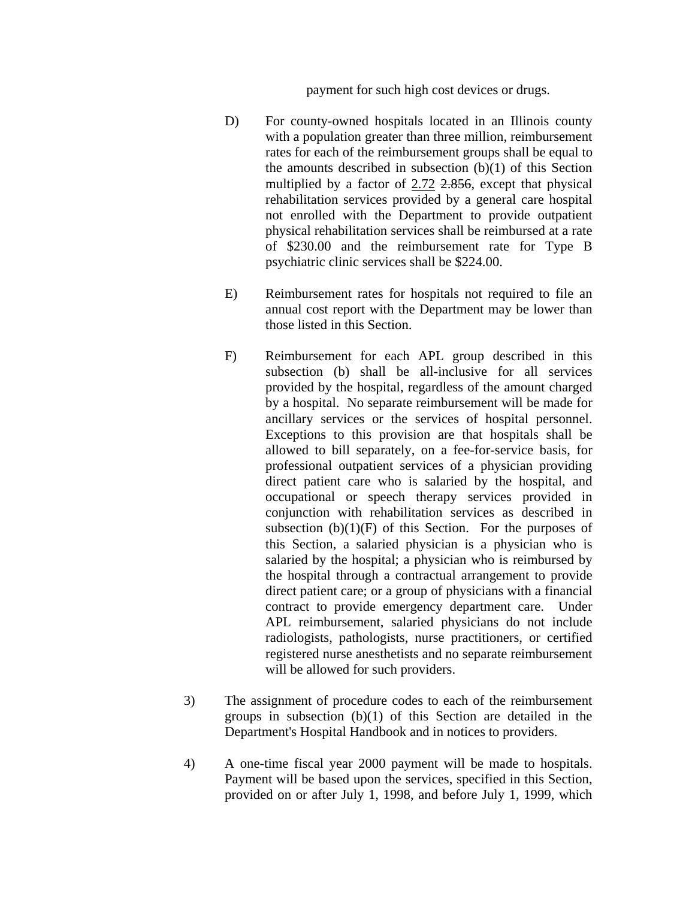payment for such high cost devices or drugs.

D) For county-owned hospitals located in an Illinois county with a population greater than three million, reimbursement rates for each of the reimbursement groups shall be equal to the amounts described in subsection (b)(1) of this Section multiplied by a factor of <u>2.72</u> ~~2.856~~, except that physical rehabilitation services provided by a general care hospital not enrolled with the Department to provide outpatient physical rehabilitation services shall be reimbursed at a rate of $230.00 and the reimbursement rate for Type B psychiatric clinic services shall be $224.00.

E) Reimbursement rates for hospitals not required to file an annual cost report with the Department may be lower than those listed in this Section.

F) Reimbursement for each APL group described in this subsection (b) shall be all-inclusive for all services provided by the hospital, regardless of the amount charged by a hospital. No separate reimbursement will be made for ancillary services or the services of hospital personnel. Exceptions to this provision are that hospitals shall be allowed to bill separately, on a fee-for-service basis, for professional outpatient services of a physician providing direct patient care who is salaried by the hospital, and occupational or speech therapy services provided in conjunction with rehabilitation services as described in subsection (b)(1)(F) of this Section. For the purposes of this Section, a salaried physician is a physician who is salaried by the hospital; a physician who is reimbursed by the hospital through a contractual arrangement to provide direct patient care; or a group of physicians with a financial contract to provide emergency department care. Under APL reimbursement, salaried physicians do not include radiologists, pathologists, nurse practitioners, or certified registered nurse anesthetists and no separate reimbursement will be allowed for such providers.

3) The assignment of procedure codes to each of the reimbursement groups in subsection (b)(1) of this Section are detailed in the Department's Hospital Handbook and in notices to providers.

4) A one-time fiscal year 2000 payment will be made to hospitals. Payment will be based upon the services, specified in this Section, provided on or after July 1, 1998, and before July 1, 1999, which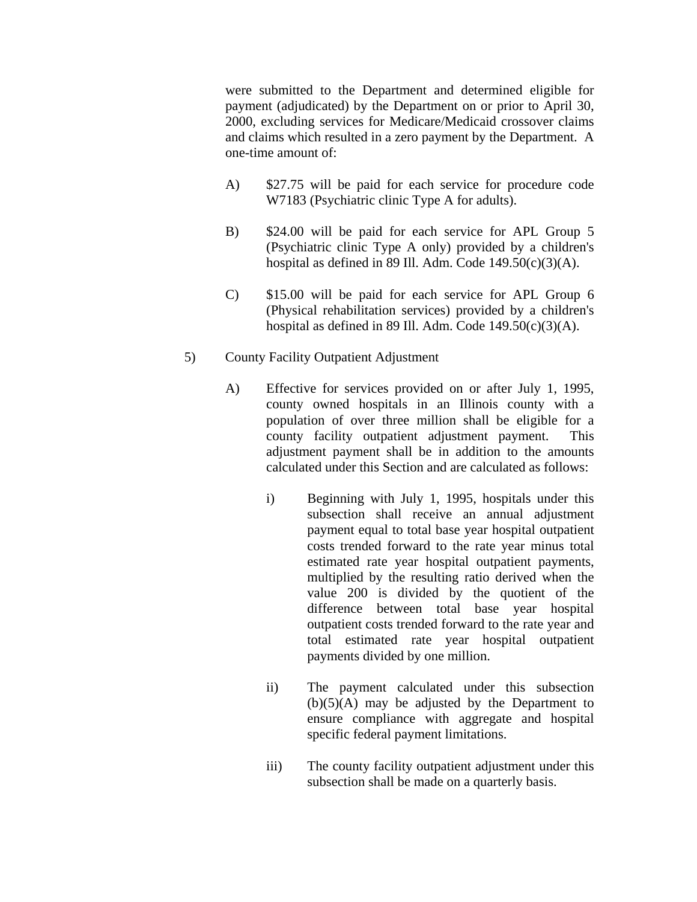were submitted to the Department and determined eligible for payment (adjudicated) by the Department on or prior to April 30, 2000, excluding services for Medicare/Medicaid crossover claims and claims which resulted in a zero payment by the Department. A one-time amount of:

A) $27.75 will be paid for each service for procedure code W7183 (Psychiatric clinic Type A for adults).

B) $24.00 will be paid for each service for APL Group 5 (Psychiatric clinic Type A only) provided by a children's hospital as defined in 89 Ill. Adm. Code 149.50(c)(3)(A).

C) $15.00 will be paid for each service for APL Group 6 (Physical rehabilitation services) provided by a children's hospital as defined in 89 Ill. Adm. Code 149.50(c)(3)(A).

5) County Facility Outpatient Adjustment

A) Effective for services provided on or after July 1, 1995, county owned hospitals in an Illinois county with a population of over three million shall be eligible for a county facility outpatient adjustment payment. This adjustment payment shall be in addition to the amounts calculated under this Section and are calculated as follows:

i) Beginning with July 1, 1995, hospitals under this subsection shall receive an annual adjustment payment equal to total base year hospital outpatient costs trended forward to the rate year minus total estimated rate year hospital outpatient payments, multiplied by the resulting ratio derived when the value 200 is divided by the quotient of the difference between total base year hospital outpatient costs trended forward to the rate year and total estimated rate year hospital outpatient payments divided by one million.

ii) The payment calculated under this subsection (b)(5)(A) may be adjusted by the Department to ensure compliance with aggregate and hospital specific federal payment limitations.

iii) The county facility outpatient adjustment under this subsection shall be made on a quarterly basis.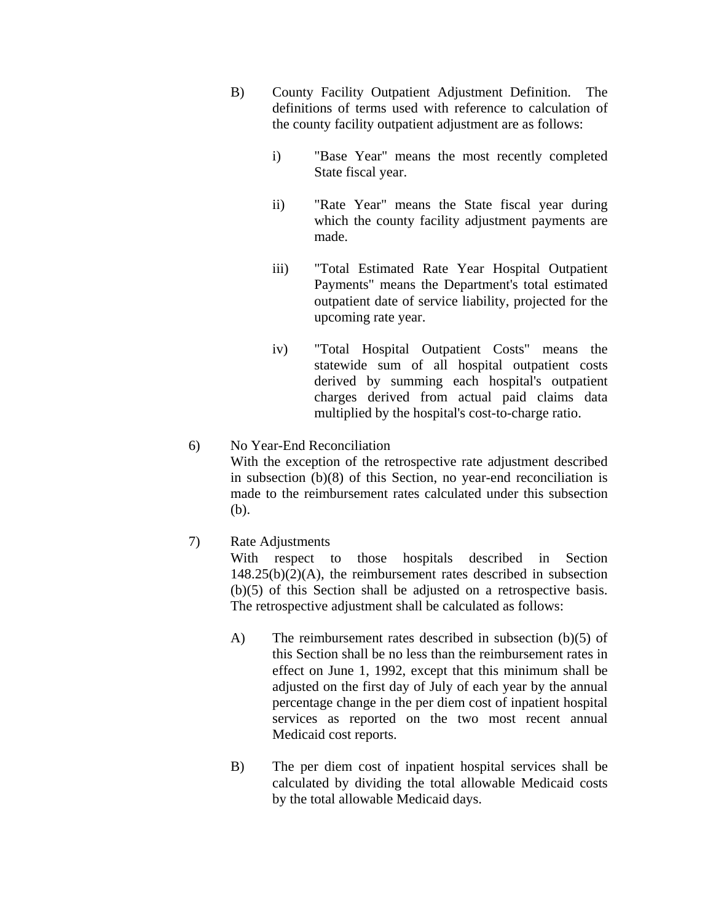B) County Facility Outpatient Adjustment Definition. The definitions of terms used with reference to calculation of the county facility outpatient adjustment are as follows:

i) "Base Year" means the most recently completed State fiscal year.

ii) "Rate Year" means the State fiscal year during which the county facility adjustment payments are made.

iii) "Total Estimated Rate Year Hospital Outpatient Payments" means the Department's total estimated outpatient date of service liability, projected for the upcoming rate year.

iv) "Total Hospital Outpatient Costs" means the statewide sum of all hospital outpatient costs derived by summing each hospital's outpatient charges derived from actual paid claims data multiplied by the hospital's cost-to-charge ratio.

6) No Year-End Reconciliation
With the exception of the retrospective rate adjustment described in subsection (b)(8) of this Section, no year-end reconciliation is made to the reimbursement rates calculated under this subsection (b).

7) Rate Adjustments
With respect to those hospitals described in Section 148.25(b)(2)(A), the reimbursement rates described in subsection (b)(5) of this Section shall be adjusted on a retrospective basis. The retrospective adjustment shall be calculated as follows:

A) The reimbursement rates described in subsection (b)(5) of this Section shall be no less than the reimbursement rates in effect on June 1, 1992, except that this minimum shall be adjusted on the first day of July of each year by the annual percentage change in the per diem cost of inpatient hospital services as reported on the two most recent annual Medicaid cost reports.

B) The per diem cost of inpatient hospital services shall be calculated by dividing the total allowable Medicaid costs by the total allowable Medicaid days.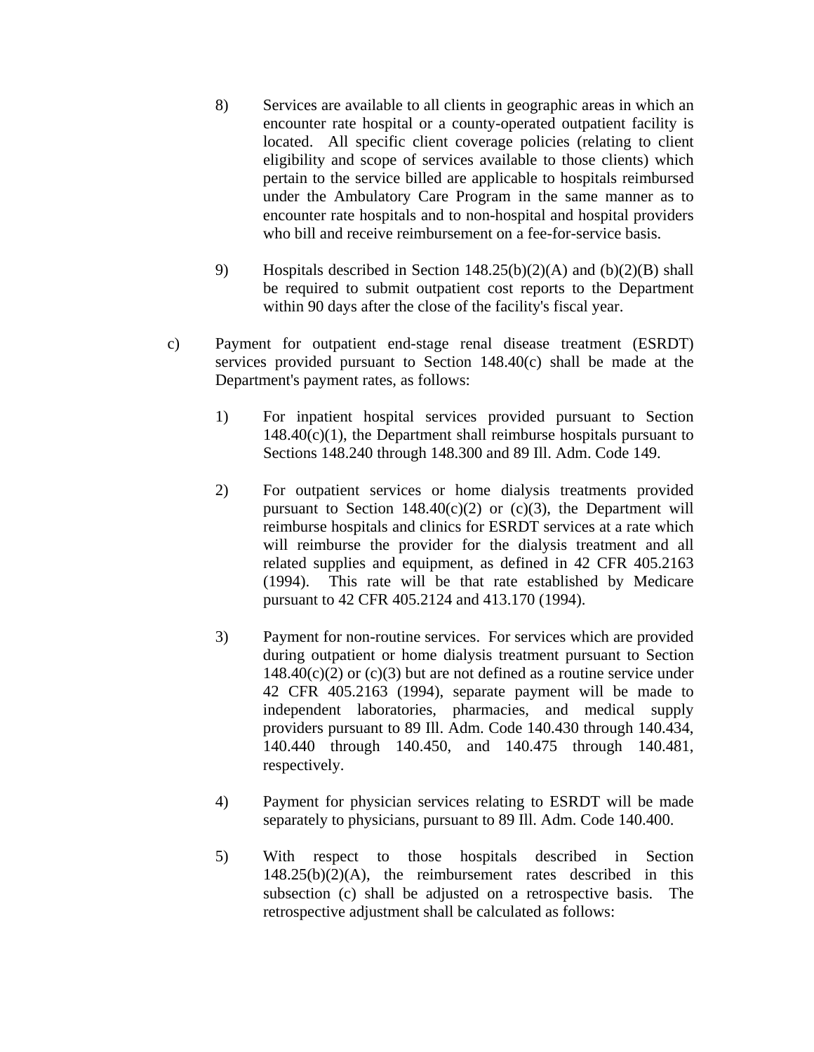8) Services are available to all clients in geographic areas in which an encounter rate hospital or a county-operated outpatient facility is located. All specific client coverage policies (relating to client eligibility and scope of services available to those clients) which pertain to the service billed are applicable to hospitals reimbursed under the Ambulatory Care Program in the same manner as to encounter rate hospitals and to non-hospital and hospital providers who bill and receive reimbursement on a fee-for-service basis.

9) Hospitals described in Section 148.25(b)(2)(A) and (b)(2)(B) shall be required to submit outpatient cost reports to the Department within 90 days after the close of the facility's fiscal year.

c) Payment for outpatient end-stage renal disease treatment (ESRDT) services provided pursuant to Section 148.40(c) shall be made at the Department's payment rates, as follows:

1) For inpatient hospital services provided pursuant to Section 148.40(c)(1), the Department shall reimburse hospitals pursuant to Sections 148.240 through 148.300 and 89 Ill. Adm. Code 149.

2) For outpatient services or home dialysis treatments provided pursuant to Section 148.40(c)(2) or (c)(3), the Department will reimburse hospitals and clinics for ESRDT services at a rate which will reimburse the provider for the dialysis treatment and all related supplies and equipment, as defined in 42 CFR 405.2163 (1994). This rate will be that rate established by Medicare pursuant to 42 CFR 405.2124 and 413.170 (1994).

3) Payment for non-routine services. For services which are provided during outpatient or home dialysis treatment pursuant to Section 148.40(c)(2) or (c)(3) but are not defined as a routine service under 42 CFR 405.2163 (1994), separate payment will be made to independent laboratories, pharmacies, and medical supply providers pursuant to 89 Ill. Adm. Code 140.430 through 140.434, 140.440 through 140.450, and 140.475 through 140.481, respectively.

4) Payment for physician services relating to ESRDT will be made separately to physicians, pursuant to 89 Ill. Adm. Code 140.400.

5) With respect to those hospitals described in Section 148.25(b)(2)(A), the reimbursement rates described in this subsection (c) shall be adjusted on a retrospective basis. The retrospective adjustment shall be calculated as follows: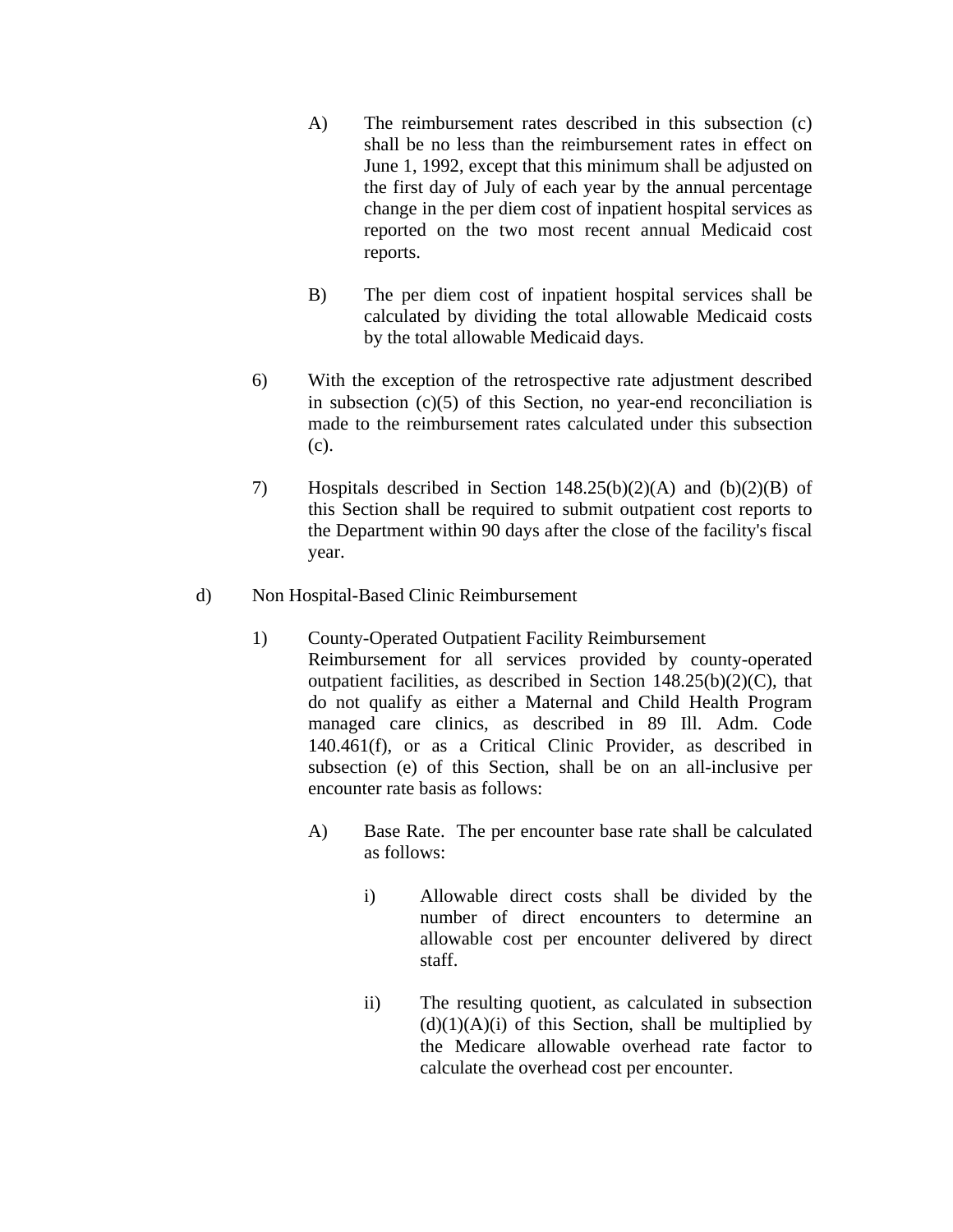A) The reimbursement rates described in this subsection (c) shall be no less than the reimbursement rates in effect on June 1, 1992, except that this minimum shall be adjusted on the first day of July of each year by the annual percentage change in the per diem cost of inpatient hospital services as reported on the two most recent annual Medicaid cost reports.

B) The per diem cost of inpatient hospital services shall be calculated by dividing the total allowable Medicaid costs by the total allowable Medicaid days.

6) With the exception of the retrospective rate adjustment described in subsection (c)(5) of this Section, no year-end reconciliation is made to the reimbursement rates calculated under this subsection (c).

7) Hospitals described in Section 148.25(b)(2)(A) and (b)(2)(B) of this Section shall be required to submit outpatient cost reports to the Department within 90 days after the close of the facility's fiscal year.

d) Non Hospital-Based Clinic Reimbursement

1) County-Operated Outpatient Facility Reimbursement
Reimbursement for all services provided by county-operated outpatient facilities, as described in Section 148.25(b)(2)(C), that do not qualify as either a Maternal and Child Health Program managed care clinics, as described in 89 Ill. Adm. Code 140.461(f), or as a Critical Clinic Provider, as described in subsection (e) of this Section, shall be on an all-inclusive per encounter rate basis as follows:

A) Base Rate. The per encounter base rate shall be calculated as follows:

i) Allowable direct costs shall be divided by the number of direct encounters to determine an allowable cost per encounter delivered by direct staff.

ii) The resulting quotient, as calculated in subsection (d)(1)(A)(i) of this Section, shall be multiplied by the Medicare allowable overhead rate factor to calculate the overhead cost per encounter.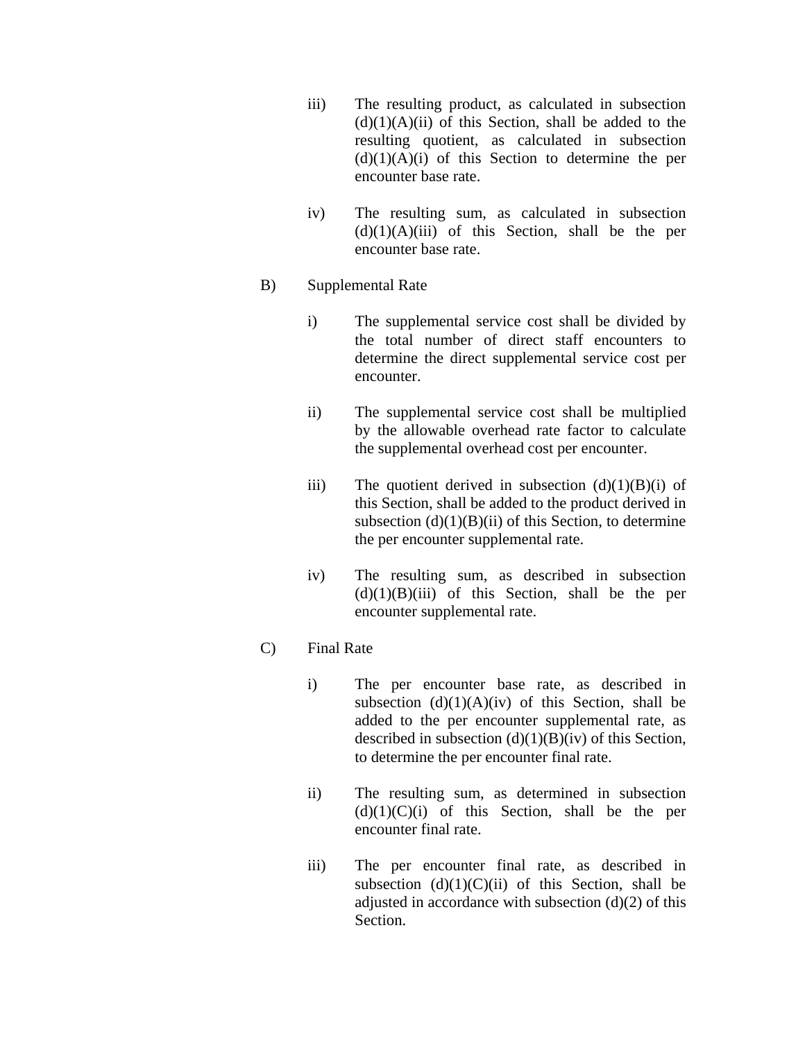iii) The resulting product, as calculated in subsection (d)(1)(A)(ii) of this Section, shall be added to the resulting quotient, as calculated in subsection (d)(1)(A)(i) of this Section to determine the per encounter base rate.

iv) The resulting sum, as calculated in subsection (d)(1)(A)(iii) of this Section, shall be the per encounter base rate.

B) Supplemental Rate

i) The supplemental service cost shall be divided by the total number of direct staff encounters to determine the direct supplemental service cost per encounter.

ii) The supplemental service cost shall be multiplied by the allowable overhead rate factor to calculate the supplemental overhead cost per encounter.

iii) The quotient derived in subsection (d)(1)(B)(i) of this Section, shall be added to the product derived in subsection (d)(1)(B)(ii) of this Section, to determine the per encounter supplemental rate.

iv) The resulting sum, as described in subsection (d)(1)(B)(iii) of this Section, shall be the per encounter supplemental rate.

C) Final Rate

i) The per encounter base rate, as described in subsection (d)(1)(A)(iv) of this Section, shall be added to the per encounter supplemental rate, as described in subsection (d)(1)(B)(iv) of this Section, to determine the per encounter final rate.

ii) The resulting sum, as determined in subsection (d)(1)(C)(i) of this Section, shall be the per encounter final rate.

iii) The per encounter final rate, as described in subsection (d)(1)(C)(ii) of this Section, shall be adjusted in accordance with subsection (d)(2) of this Section.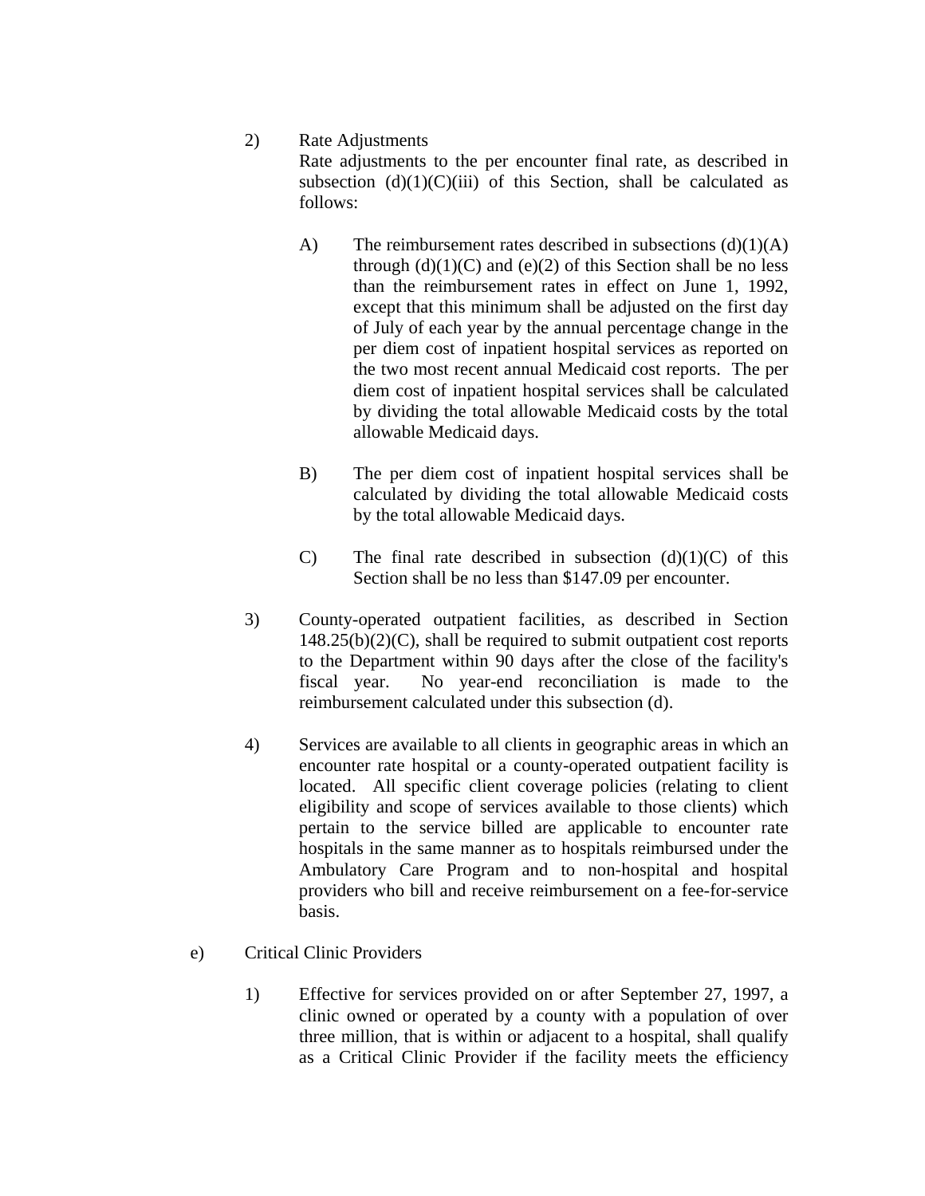2) Rate Adjustments
Rate adjustments to the per encounter final rate, as described in subsection (d)(1)(C)(iii) of this Section, shall be calculated as follows:

A) The reimbursement rates described in subsections (d)(1)(A) through (d)(1)(C) and (e)(2) of this Section shall be no less than the reimbursement rates in effect on June 1, 1992, except that this minimum shall be adjusted on the first day of July of each year by the annual percentage change in the per diem cost of inpatient hospital services as reported on the two most recent annual Medicaid cost reports. The per diem cost of inpatient hospital services shall be calculated by dividing the total allowable Medicaid costs by the total allowable Medicaid days.

B) The per diem cost of inpatient hospital services shall be calculated by dividing the total allowable Medicaid costs by the total allowable Medicaid days.

C) The final rate described in subsection (d)(1)(C) of this Section shall be no less than $147.09 per encounter.

3) County-operated outpatient facilities, as described in Section 148.25(b)(2)(C), shall be required to submit outpatient cost reports to the Department within 90 days after the close of the facility's fiscal year. No year-end reconciliation is made to the reimbursement calculated under this subsection (d).

4) Services are available to all clients in geographic areas in which an encounter rate hospital or a county-operated outpatient facility is located. All specific client coverage policies (relating to client eligibility and scope of services available to those clients) which pertain to the service billed are applicable to encounter rate hospitals in the same manner as to hospitals reimbursed under the Ambulatory Care Program and to non-hospital and hospital providers who bill and receive reimbursement on a fee-for-service basis.

e) Critical Clinic Providers

1) Effective for services provided on or after September 27, 1997, a clinic owned or operated by a county with a population of over three million, that is within or adjacent to a hospital, shall qualify as a Critical Clinic Provider if the facility meets the efficiency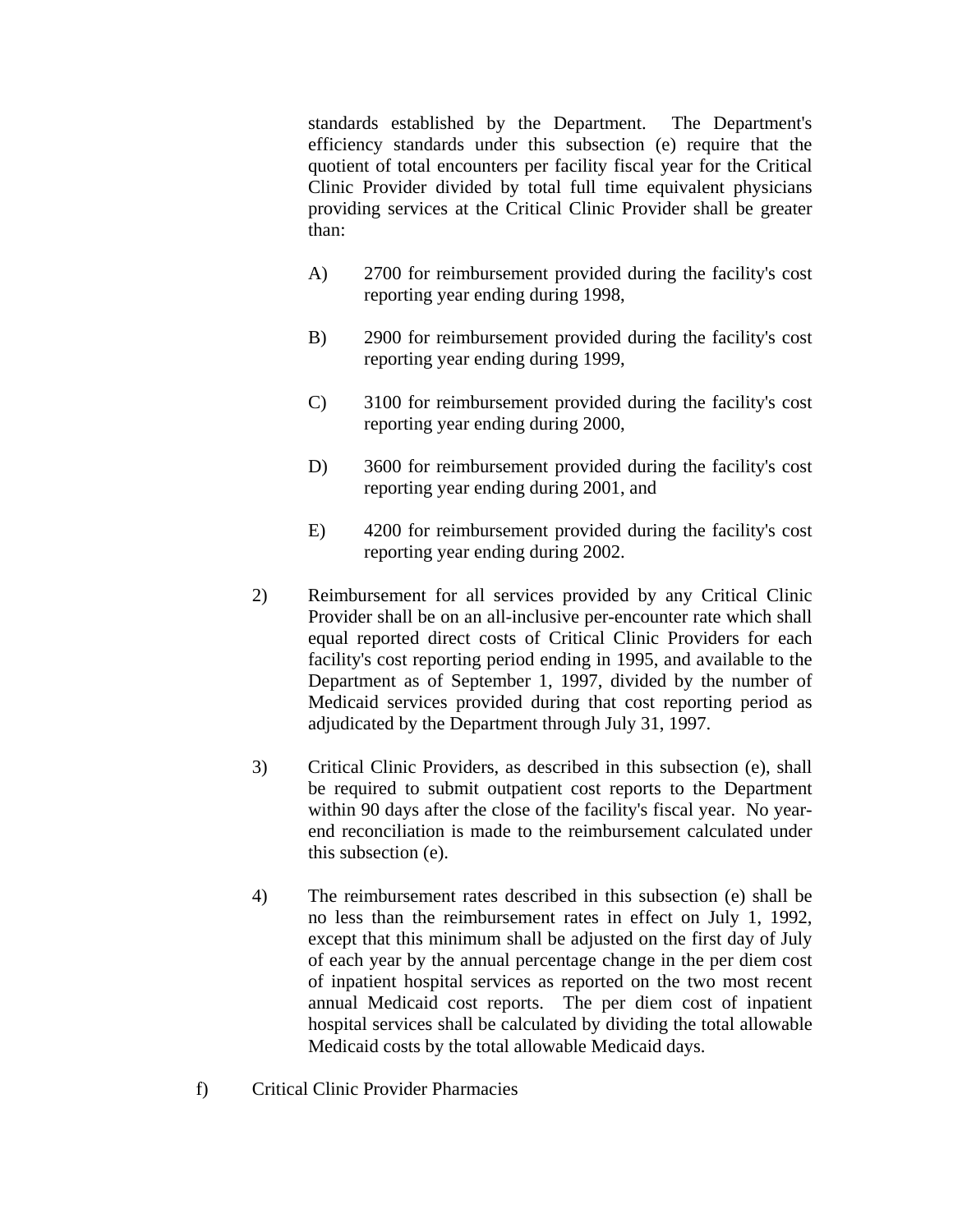standards established by the Department. The Department's efficiency standards under this subsection (e) require that the quotient of total encounters per facility fiscal year for the Critical Clinic Provider divided by total full time equivalent physicians providing services at the Critical Clinic Provider shall be greater than:

A) 2700 for reimbursement provided during the facility's cost reporting year ending during 1998,

B) 2900 for reimbursement provided during the facility's cost reporting year ending during 1999,

C) 3100 for reimbursement provided during the facility's cost reporting year ending during 2000,

D) 3600 for reimbursement provided during the facility's cost reporting year ending during 2001, and

E) 4200 for reimbursement provided during the facility's cost reporting year ending during 2002.

2) Reimbursement for all services provided by any Critical Clinic Provider shall be on an all-inclusive per-encounter rate which shall equal reported direct costs of Critical Clinic Providers for each facility's cost reporting period ending in 1995, and available to the Department as of September 1, 1997, divided by the number of Medicaid services provided during that cost reporting period as adjudicated by the Department through July 31, 1997.

3) Critical Clinic Providers, as described in this subsection (e), shall be required to submit outpatient cost reports to the Department within 90 days after the close of the facility's fiscal year. No year-end reconciliation is made to the reimbursement calculated under this subsection (e).

4) The reimbursement rates described in this subsection (e) shall be no less than the reimbursement rates in effect on July 1, 1992, except that this minimum shall be adjusted on the first day of July of each year by the annual percentage change in the per diem cost of inpatient hospital services as reported on the two most recent annual Medicaid cost reports. The per diem cost of inpatient hospital services shall be calculated by dividing the total allowable Medicaid costs by the total allowable Medicaid days.

f) Critical Clinic Provider Pharmacies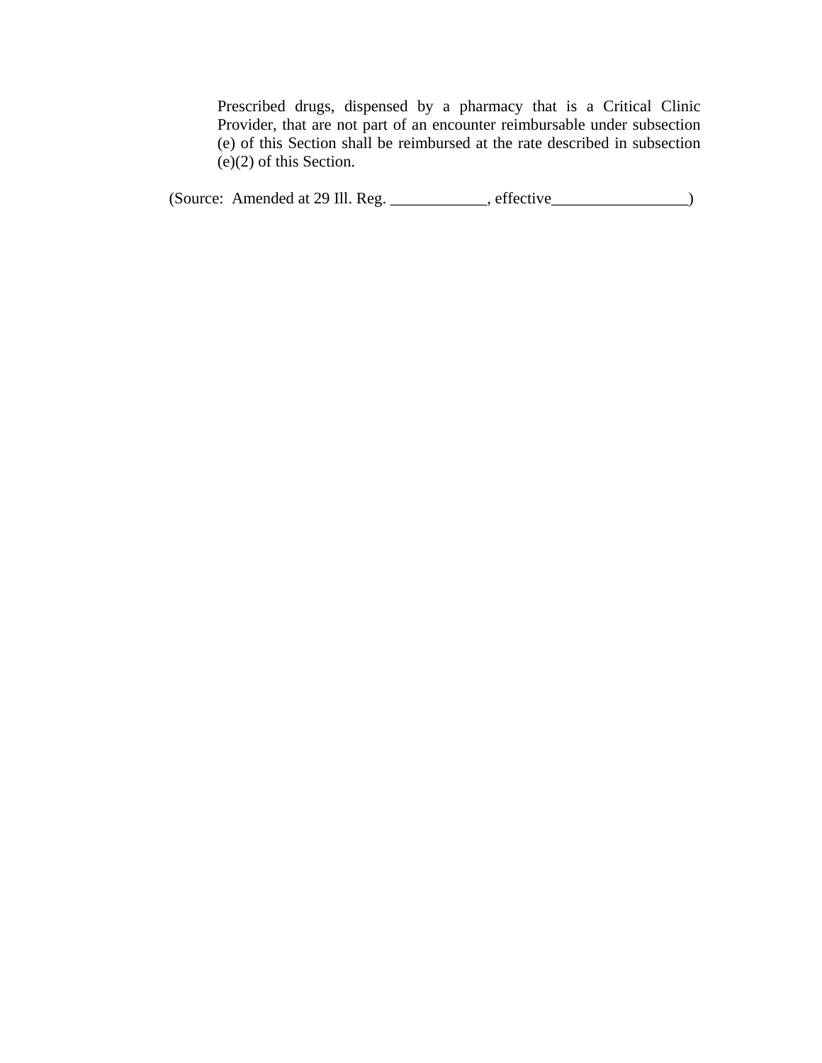Prescribed drugs, dispensed by a pharmacy that is a Critical Clinic Provider, that are not part of an encounter reimbursable under subsection (e) of this Section shall be reimbursed at the rate described in subsection (e)(2) of this Section.

(Source: Amended at 29 Ill. Reg. ____________, effective_________________)